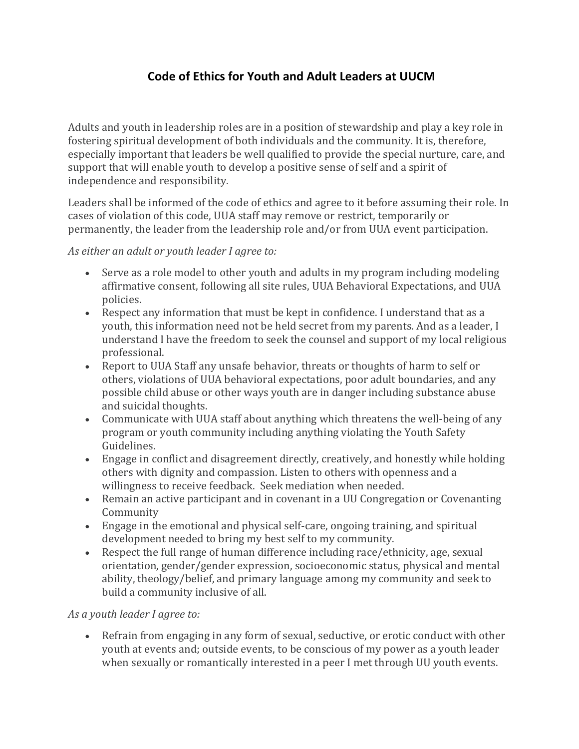# Code of Ethics for Youth and Adult Leaders at UUCM

Adults and youth in leadership roles are in a position of stewardship and play a key role in fostering spiritual development of both individuals and the community. It is, therefore, especially important that leaders be well qualified to provide the special nurture, care, and support that will enable youth to develop a positive sense of self and a spirit of independence and responsibility.

Leaders shall be informed of the code of ethics and agree to it before assuming their role. In cases of violation of this code, UUA staff may remove or restrict, temporarily or permanently, the leader from the leadership role and/or from UUA event participation.

*As either an adult or youth leader I agree to:*

- Serve as a role model to other youth and adults in my program including modeling affirmative consent, following all site rules, UUA Behavioral Expectations, and UUA policies.
- Respect any information that must be kept in confidence. I understand that as a youth, this information need not be held secret from my parents. And as a leader, I understand I have the freedom to seek the counsel and support of my local religious professional.
- Report to UUA Staff any unsafe behavior, threats or thoughts of harm to self or others, violations of UUA behavioral expectations, poor adult boundaries, and any possible child abuse or other ways youth are in danger including substance abuse and suicidal thoughts.
- Communicate with UUA staff about anything which threatens the well-being of any program or youth community including anything violating the Youth Safety Guidelines.
- Engage in conflict and disagreement directly, creatively, and honestly while holding others with dignity and compassion. Listen to others with openness and a willingness to receive feedback. Seek mediation when needed.
- Remain an active participant and in covenant in a UU Congregation or Covenanting Community
- Engage in the emotional and physical self-care, ongoing training, and spiritual development needed to bring my best self to my community.
- Respect the full range of human difference including race/ethnicity, age, sexual orientation, gender/gender expression, socioeconomic status, physical and mental ability, theology/belief, and primary language among my community and seek to build a community inclusive of all.

*As a youth leader I agree to:*

- Refrain from engaging in any form of sexual, seductive, or erotic conduct with other youth at events and; outside events, to be conscious of my power as a youth leader when sexually or romantically interested in a peer I met through UU youth events.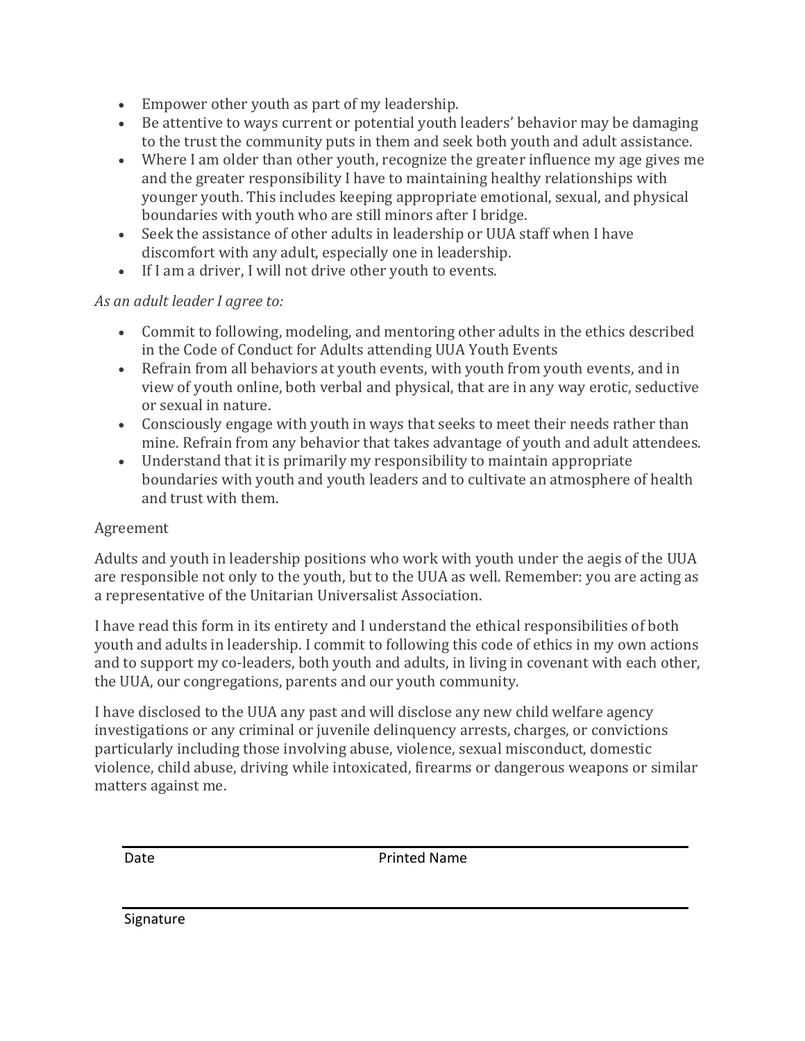- Empower other youth as part of my leadership.
- Be attentive to ways current or potential youth leaders' behavior may be damaging to the trust the community puts in them and seek both youth and adult assistance.
- Where I am older than other youth, recognize the greater influence my age gives me and the greater responsibility I have to maintaining healthy relationships with younger youth. This includes keeping appropriate emotional, sexual, and physical boundaries with youth who are still minors after I bridge.
- Seek the assistance of other adults in leadership or UUA staff when I have discomfort with any adult, especially one in leadership.
- If I am a driver, I will not drive other youth to events.

*As an adult leader I agree to:*

- Commit to following, modeling, and mentoring other adults in the ethics described in the Code of Conduct for Adults attending UUA Youth Events
- Refrain from all behaviors at youth events, with youth from youth events, and in view of youth online, both verbal and physical, that are in any way erotic, seductive or sexual in nature.
- Consciously engage with youth in ways that seeks to meet their needs rather than mine. Refrain from any behavior that takes advantage of youth and adult attendees.
- Understand that it is primarily my responsibility to maintain appropriate boundaries with youth and youth leaders and to cultivate an atmosphere of health and trust with them.

Agreement

Adults and youth in leadership positions who work with youth under the aegis of the UUA are responsible not only to the youth, but to the UUA as well. Remember: you are acting as a representative of the Unitarian Universalist Association.

I have read this form in its entirety and I understand the ethical responsibilities of both youth and adults in leadership. I commit to following this code of ethics in my own actions and to support my co-leaders, both youth and adults, in living in covenant with each other, the UUA, our congregations, parents and our youth community.

I have disclosed to the UUA any past and will disclose any new child welfare agency investigations or any criminal or juvenile delinquency arrests, charges, or convictions particularly including those involving abuse, violence, sexual misconduct, domestic violence, child abuse, driving while intoxicated, firearms or dangerous weapons or similar matters against me.

Date Printed Name

Signature